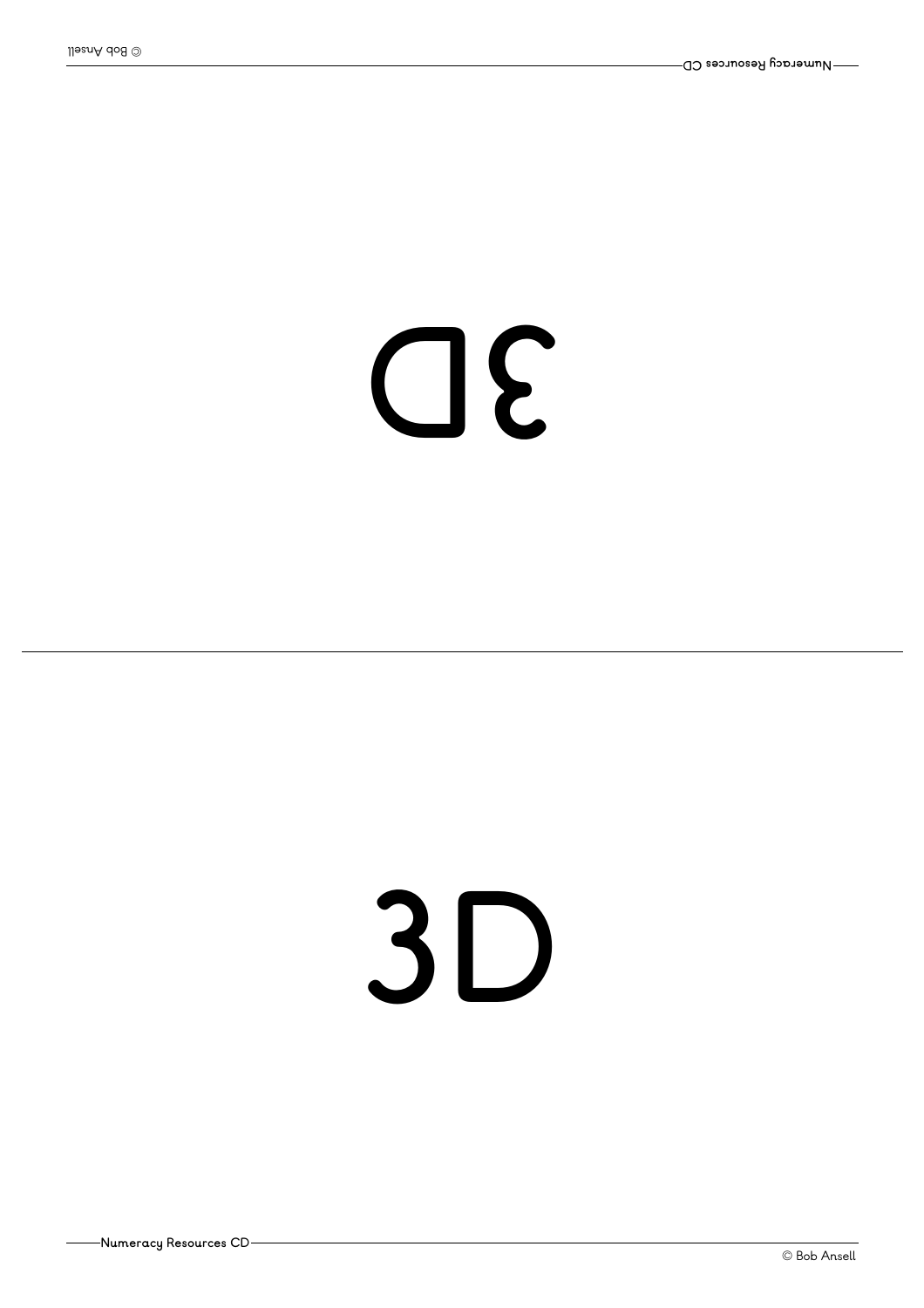3D

3D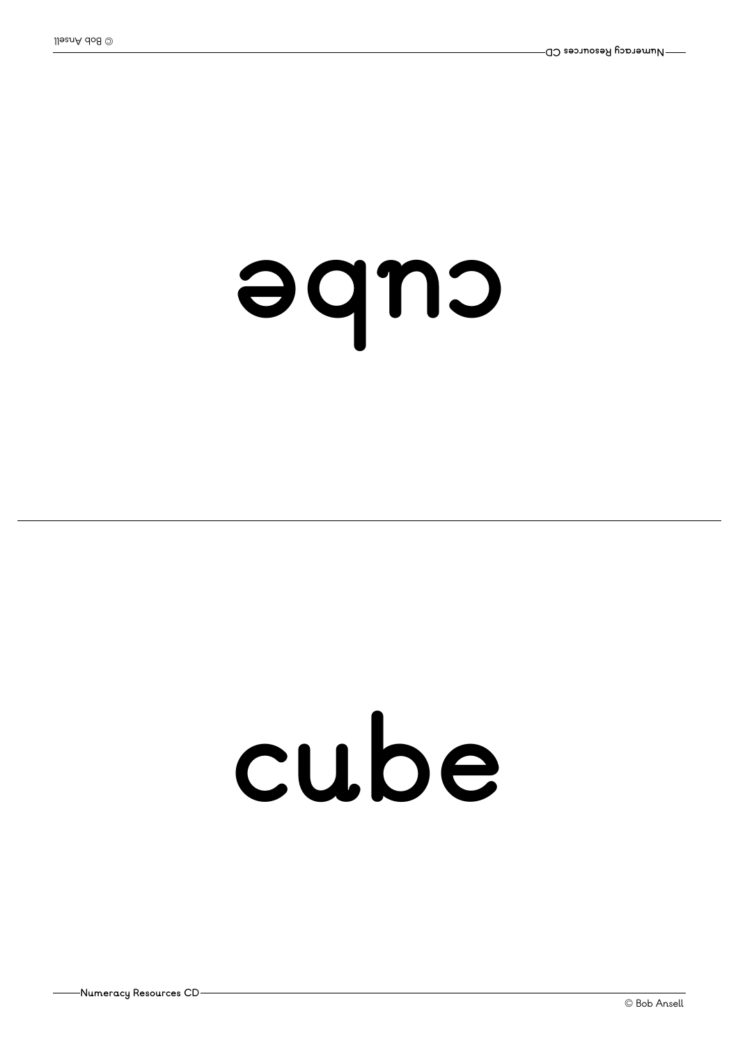cube

cube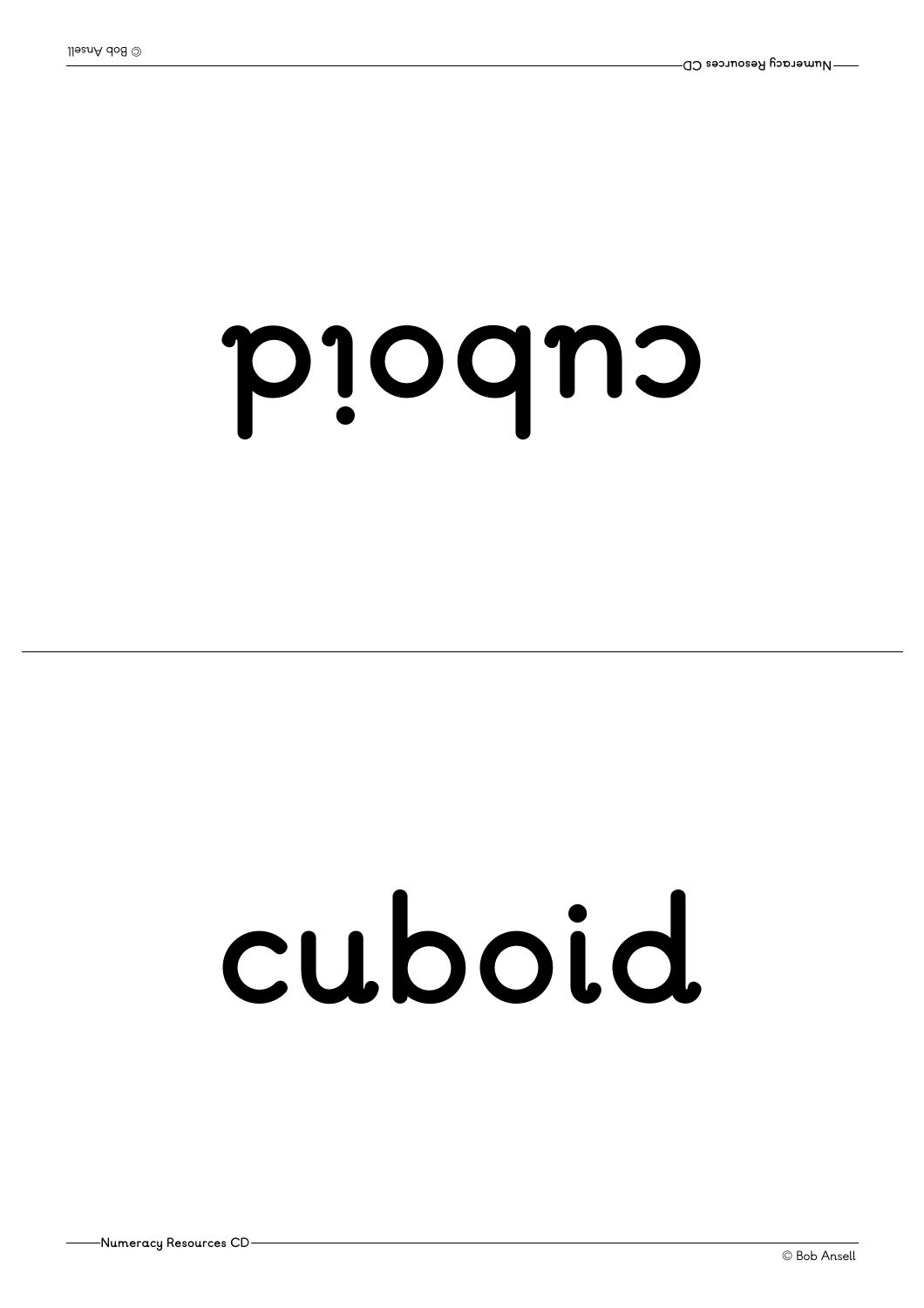cuboid

cuboid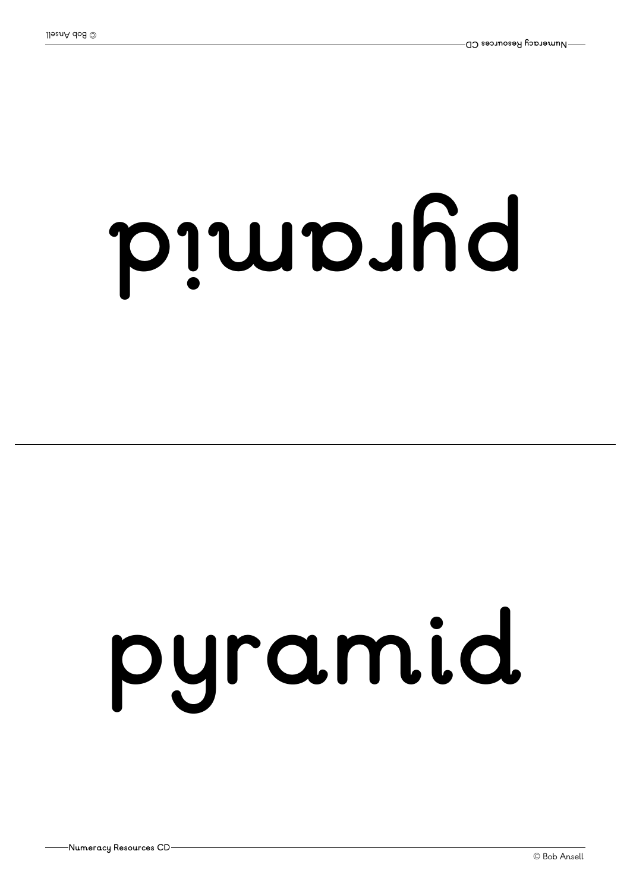pyramid

pyramid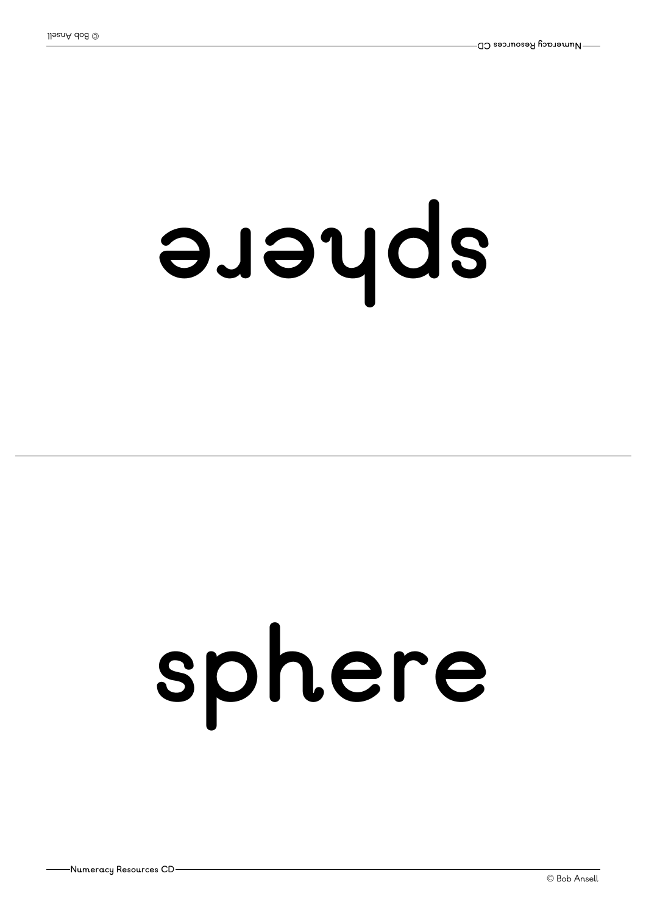sphere

sphere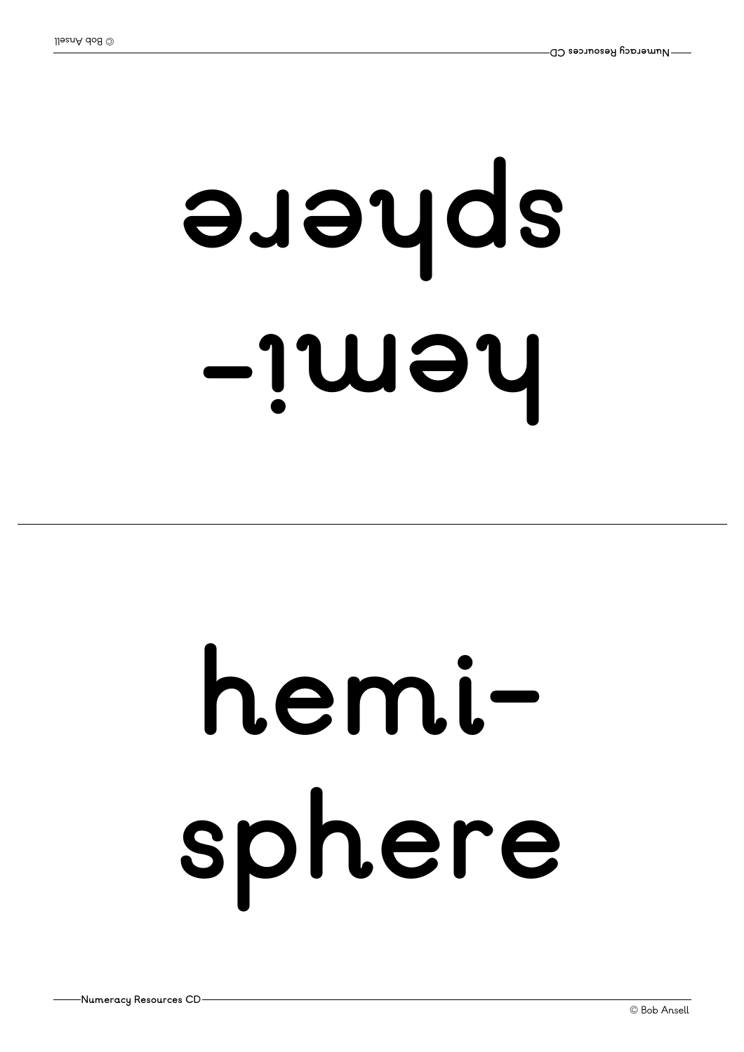hemi-
sphere

hemi-
sphere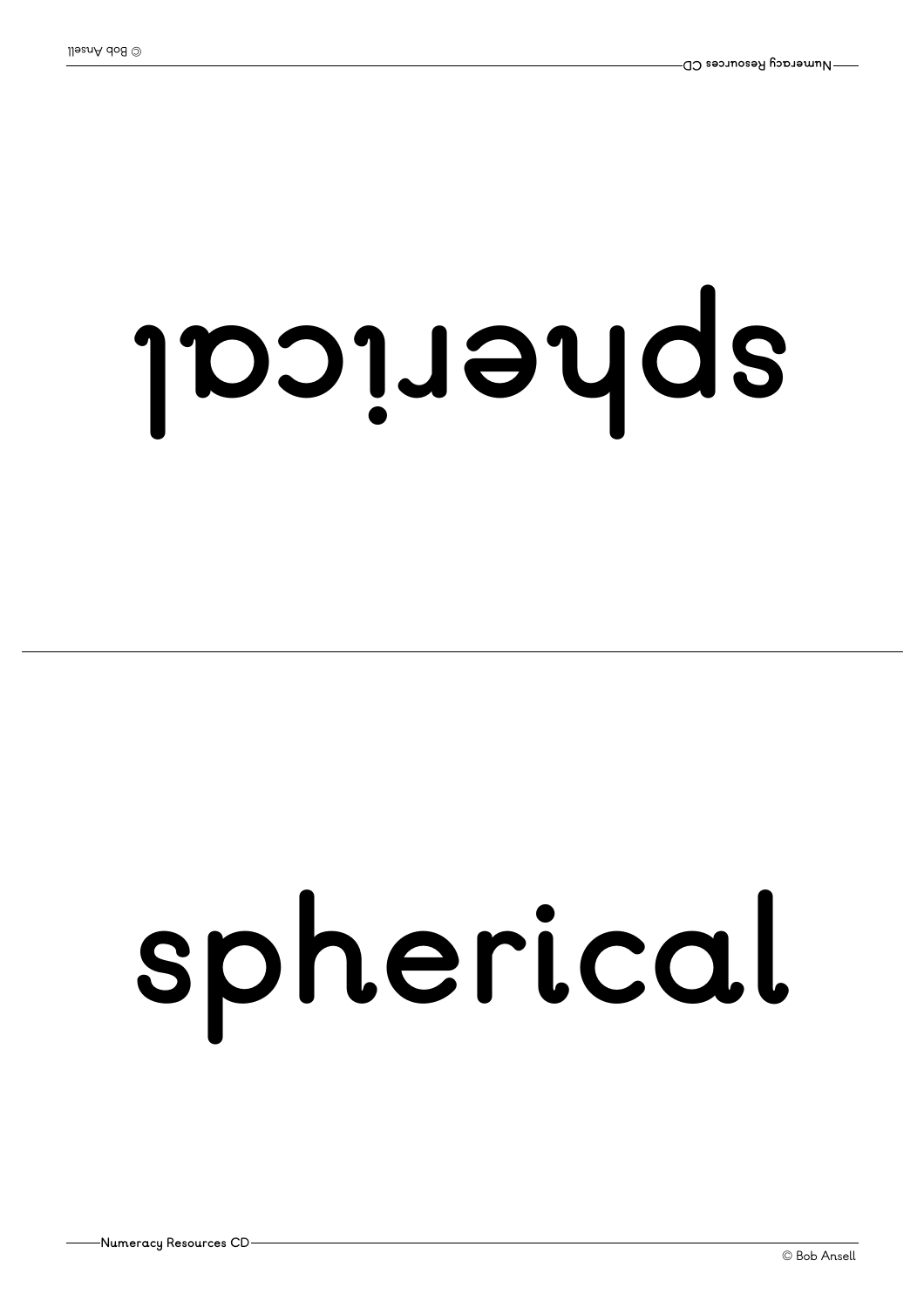spherical

spherical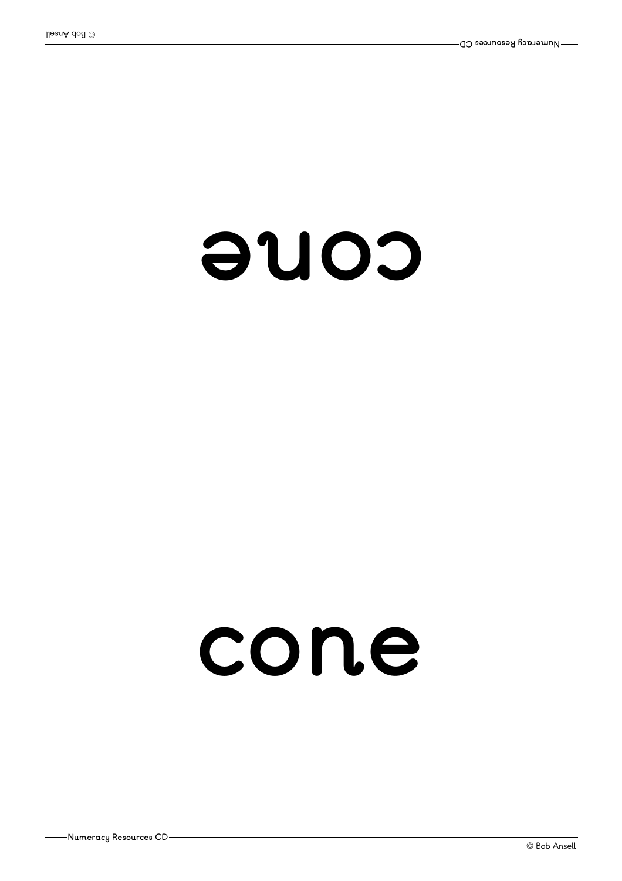cone

cone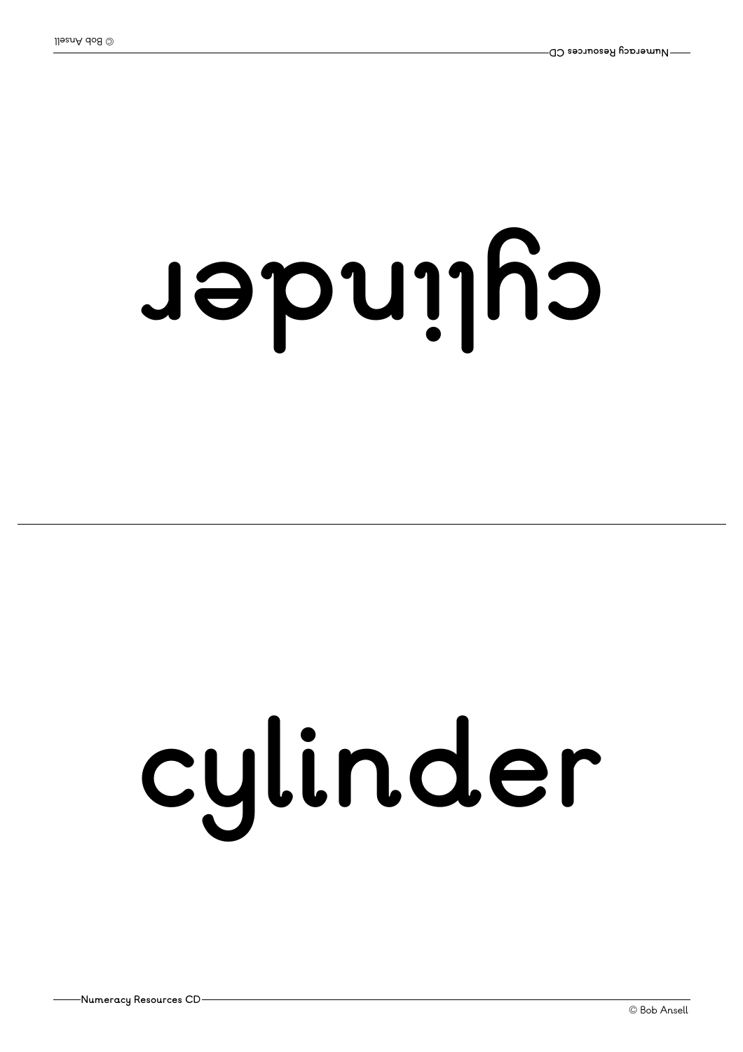cylinder

cylinder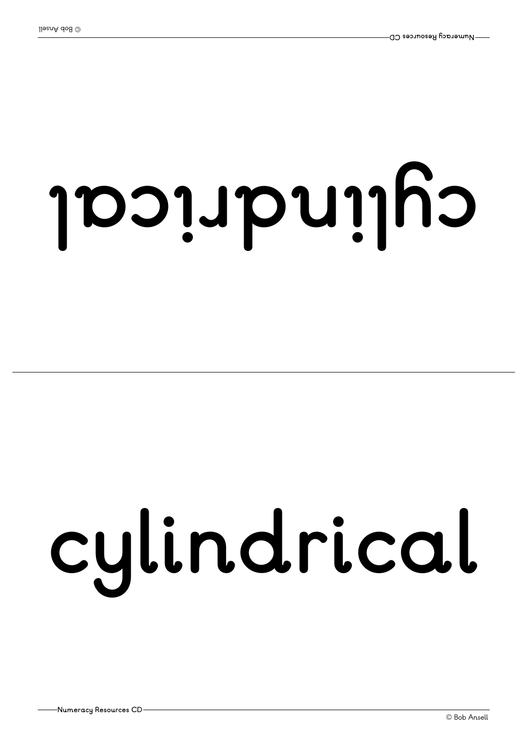cylindrical

cylindrical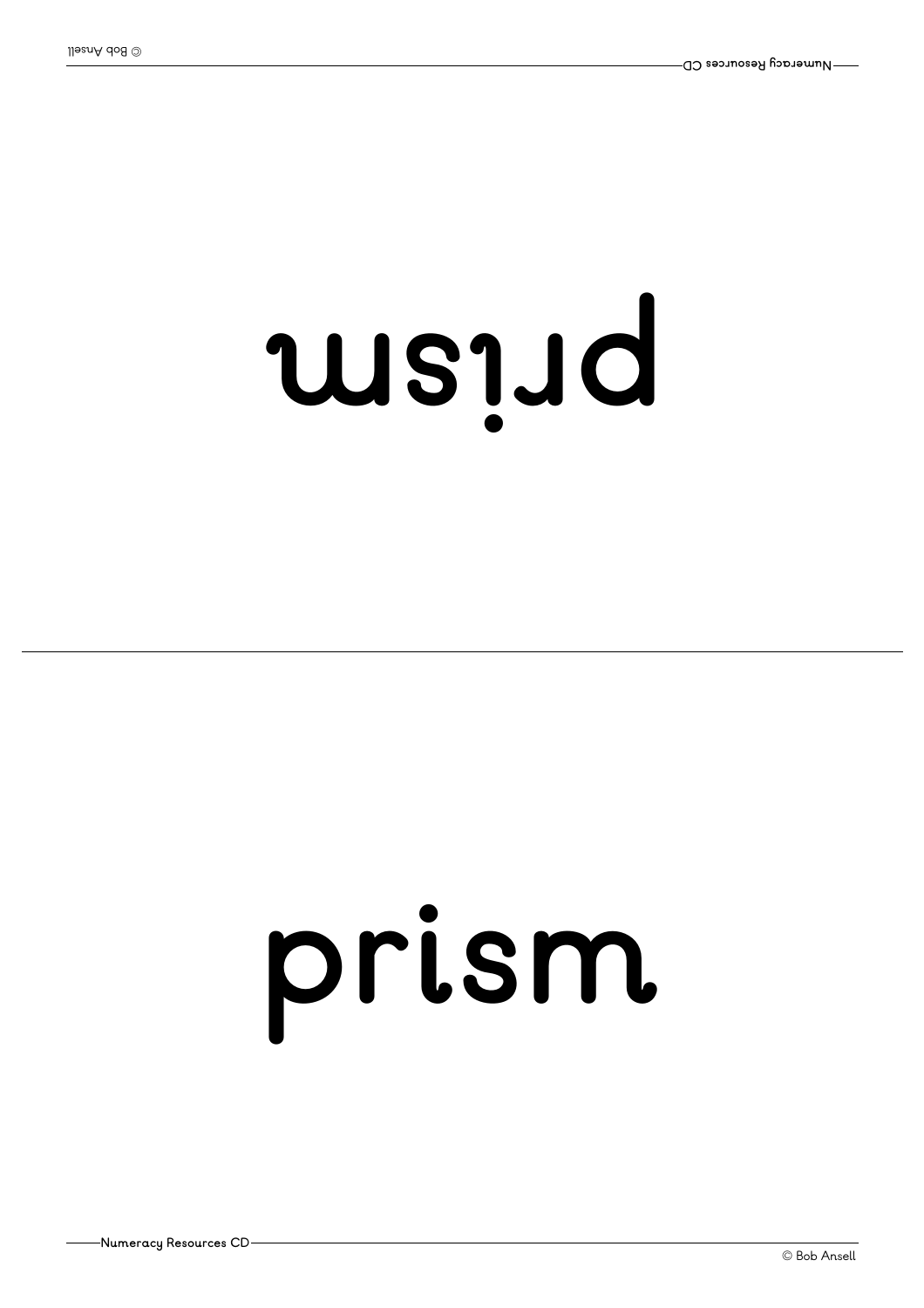prism

prism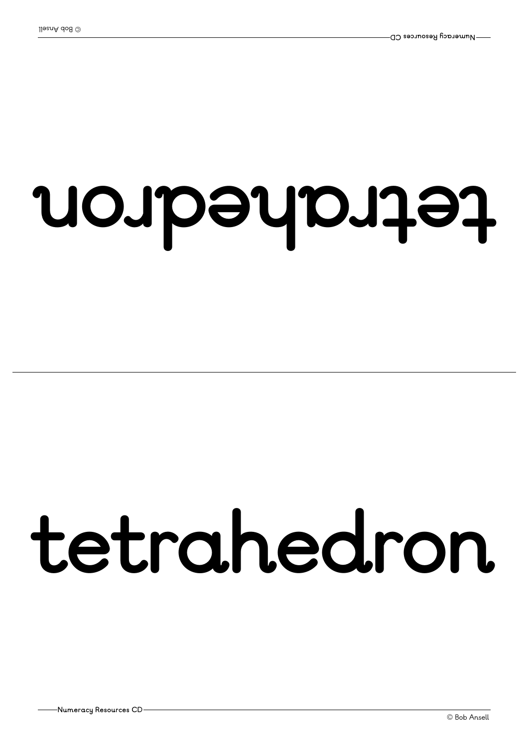tetrahedron

tetrahedron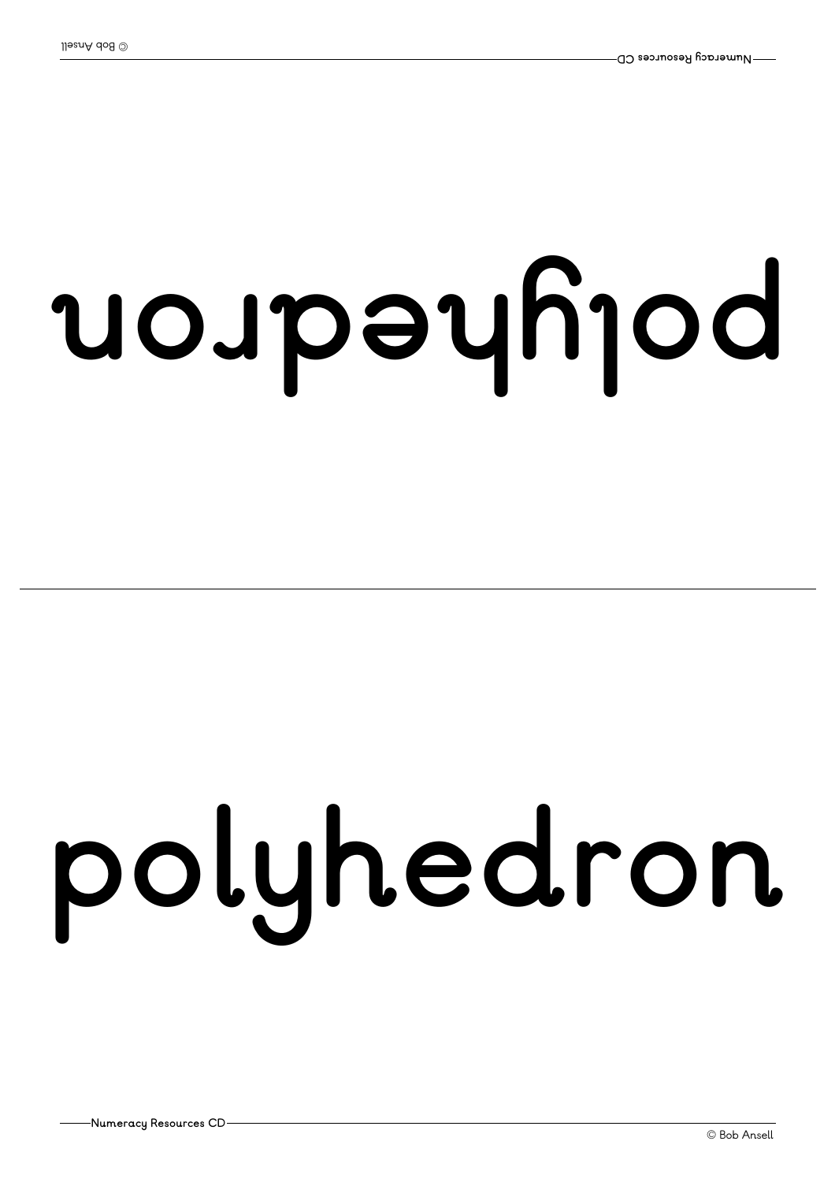polyhedron

polyhedron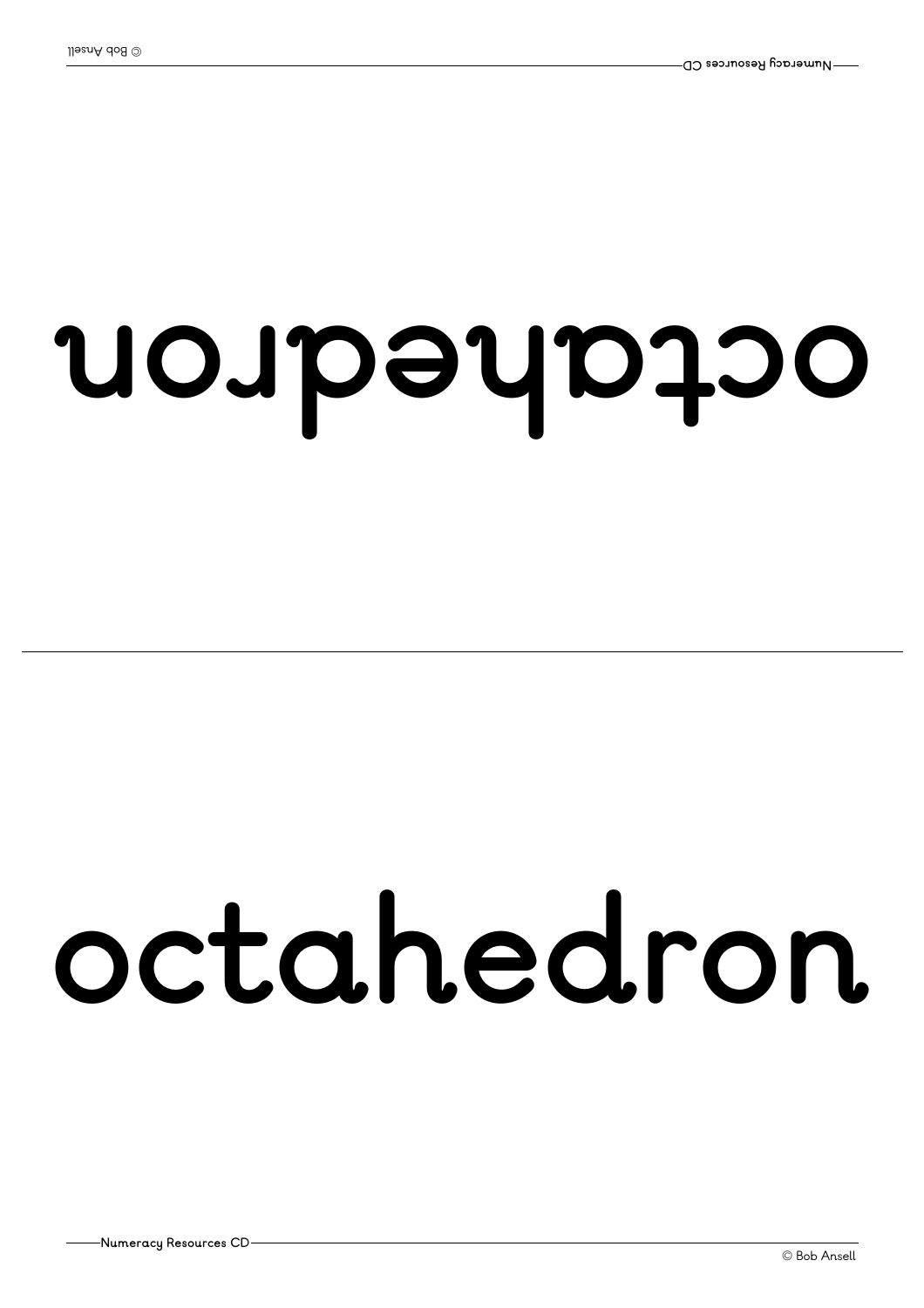octahedron

octahedron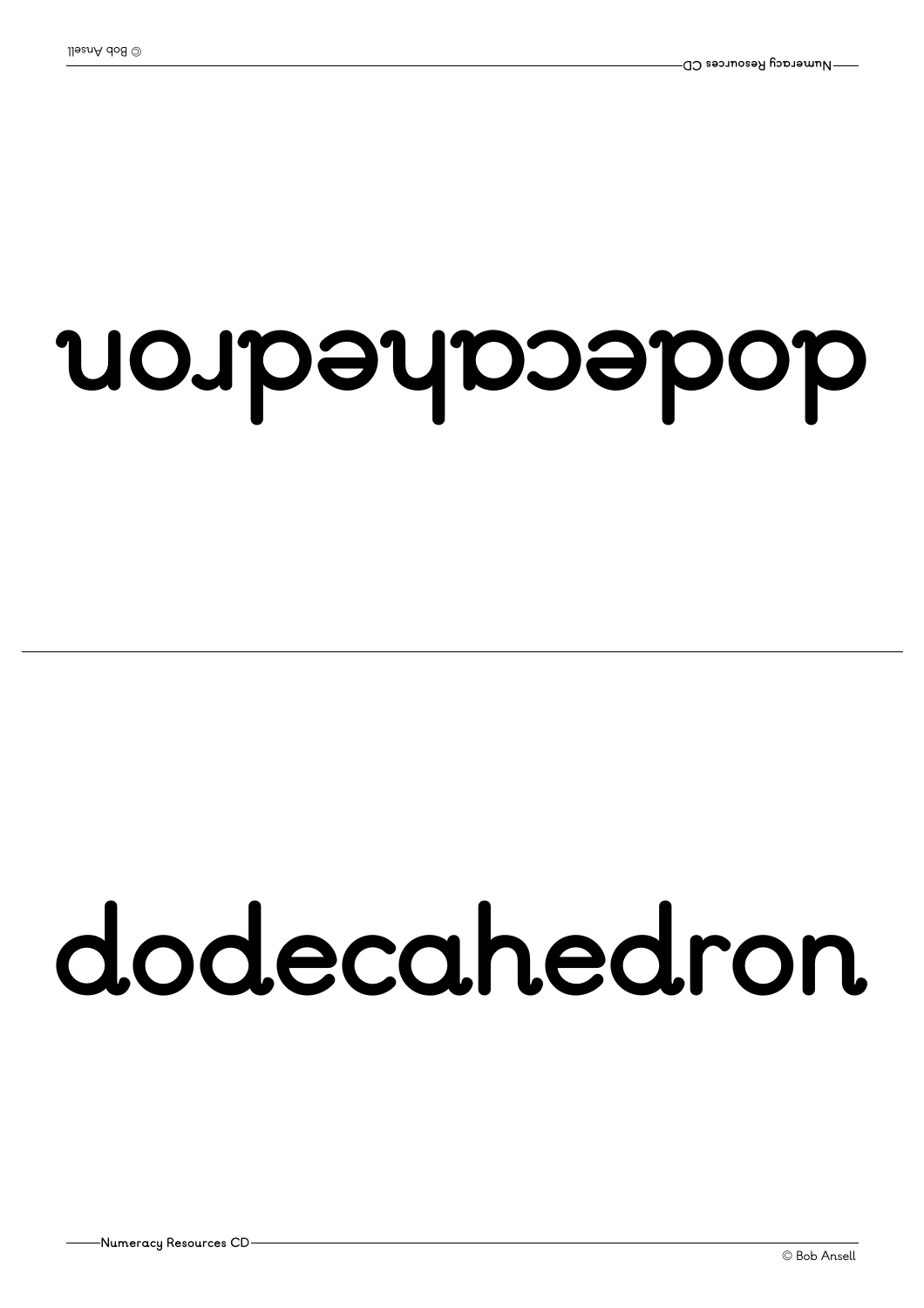dodecahedron

dodecahedron